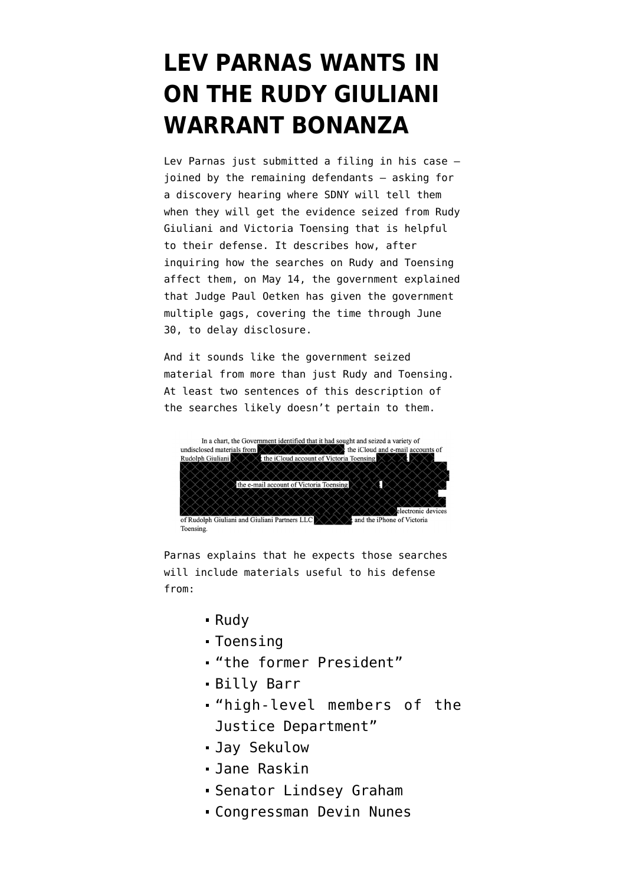# LEV PARNAS WANTS IN ON THE RUDY GIULIANI WARRANT BONANZA

Lev Parnas just submitted a filing in his case — joined by the remaining defendants — asking for a discovery hearing where SDNY will tell them when they will get the evidence seized from Rudy Giuliani and Victoria Toensing that is helpful to their defense. It describes how, after inquiring how the searches on Rudy and Toensing affect them, on May 14, the government explained that Judge Paul Oetken has given the government multiple gags, covering the time through June 30, to delay disclosure.

And it sounds like the government seized material from more than just Rudy and Toensing. At least two sentences of this description of the searches likely doesn't pertain to them.

In a chart, the Government identified that it had sought and seized a variety of undisclosed materials from [REDACTED] the iCloud and e-mail accounts of Rudolph Giuliani [REDACTED] the iCloud account of Victoria Toensing [REDACTED] the e-mail account of Victoria Toensing [REDACTED] electronic devices of Rudolph Giuliani and Giuliani Partners LLC [REDACTED] and the iPhone of Victoria Toensing.

Parnas explains that he expects those searches will include materials useful to his defense from:

- Rudy
- Toensing
- "the former President"
- Billy Barr
- "high-level members of the Justice Department"
- Jay Sekulow
- Jane Raskin
- Senator Lindsey Graham
- Congressman Devin Nunes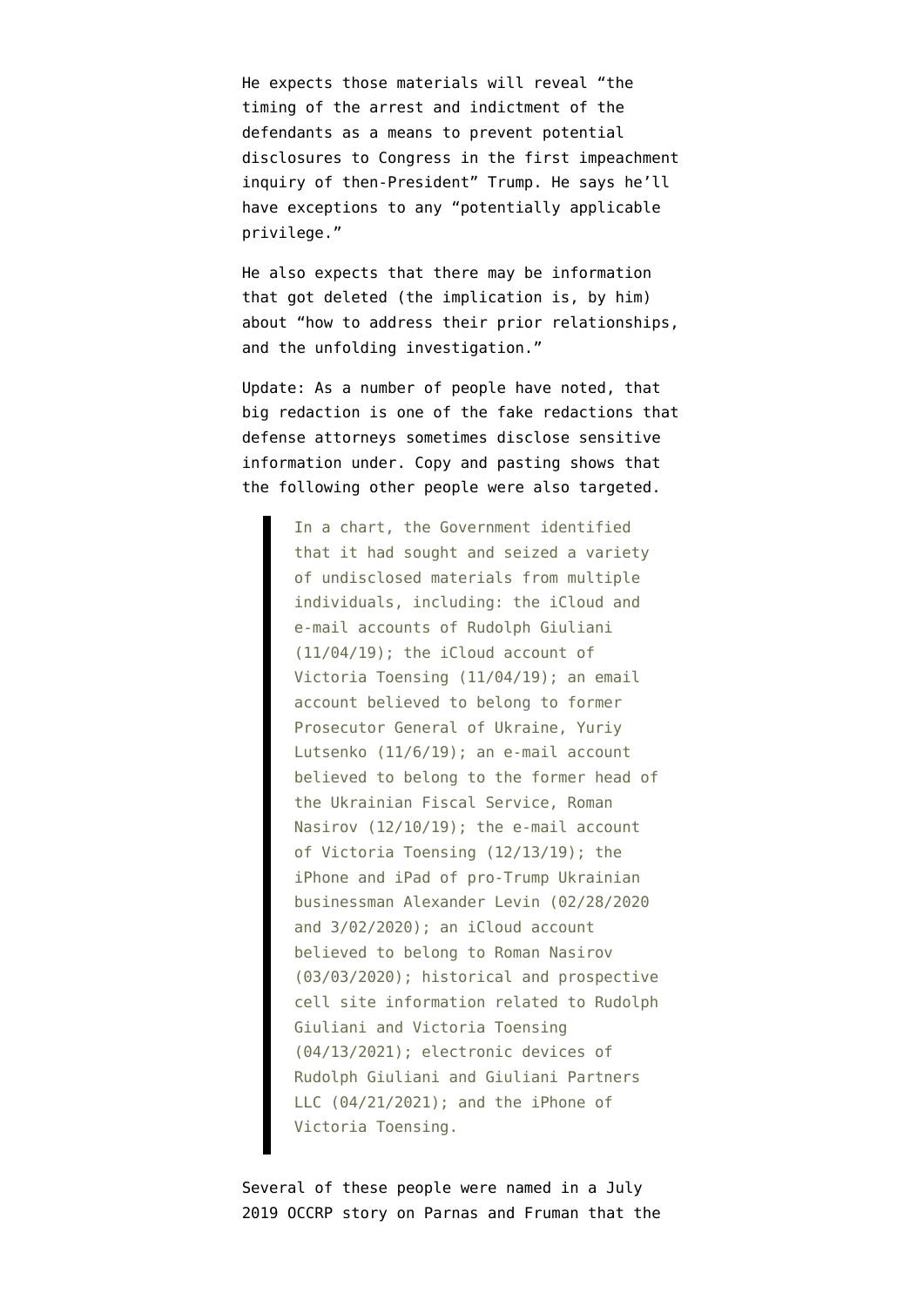He expects those materials will reveal “the timing of the arrest and indictment of the defendants as a means to prevent potential disclosures to Congress in the first impeachment inquiry of then-President” Trump. He says he’ll have exceptions to any “potentially applicable privilege.”

He also expects that there may be information that got deleted (the implication is, by him) about “how to address their prior relationships, and the unfolding investigation.”

Update: As a number of people have noted, that big redaction is one of the fake redactions that defense attorneys sometimes disclose sensitive information under. Copy and pasting shows that the following other people were also targeted.

> In a chart, the Government identified that it had sought and seized a variety of undisclosed materials from multiple individuals, including: the iCloud and e-mail accounts of Rudolph Giuliani (11/04/19); the iCloud account of Victoria Toensing (11/04/19); an email account believed to belong to former Prosecutor General of Ukraine, Yuriy Lutsenko (11/6/19); an e-mail account believed to belong to the former head of the Ukrainian Fiscal Service, Roman Nasirov (12/10/19); the e-mail account of Victoria Toensing (12/13/19); the iPhone and iPad of pro-Trump Ukrainian businessman Alexander Levin (02/28/2020 and 3/02/2020); an iCloud account believed to belong to Roman Nasirov (03/03/2020); historical and prospective cell site information related to Rudolph Giuliani and Victoria Toensing (04/13/2021); electronic devices of Rudolph Giuliani and Giuliani Partners LLC (04/21/2021); and the iPhone of Victoria Toensing.

Several of these people were named in a July 2019 OCCRP story on Parnas and Fruman that the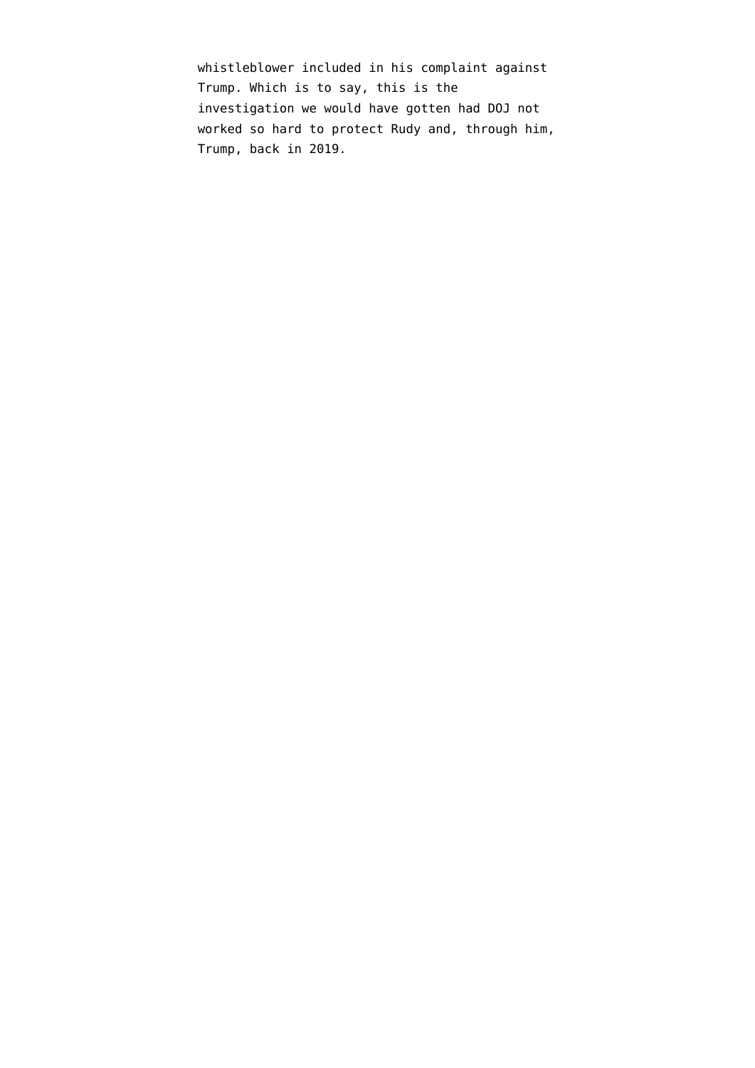whistleblower included in his complaint against Trump. Which is to say, this is the investigation we would have gotten had DOJ not worked so hard to protect Rudy and, through him, Trump, back in 2019.